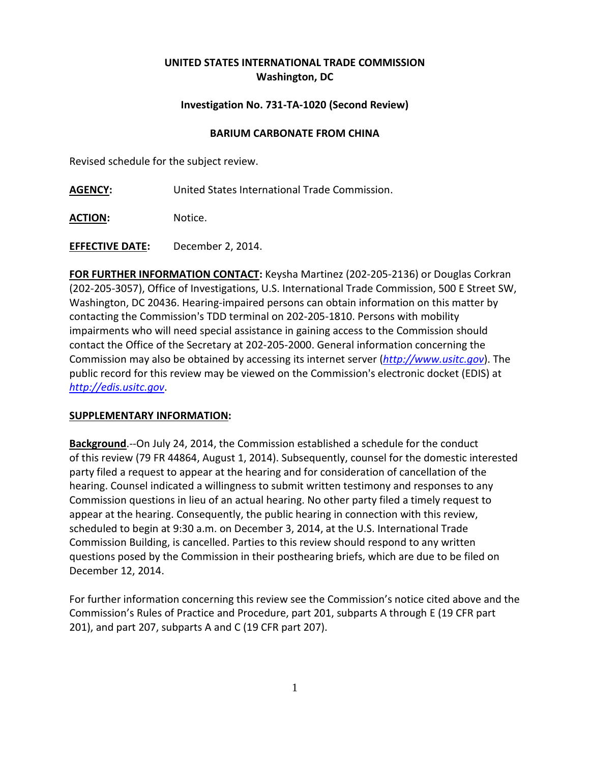**UNITED STATES INTERNATIONAL TRADE COMMISSION**
**Washington, DC**

**Investigation No. 731-TA-1020 (Second Review)**

**BARIUM CARBONATE FROM CHINA**

Revised schedule for the subject review.

**AGENCY:** United States International Trade Commission.

**ACTION:** Notice.

**EFFECTIVE DATE:** December 2, 2014.

**FOR FURTHER INFORMATION CONTACT:** Keysha Martinez (202-205-2136) or Douglas Corkran (202-205-3057), Office of Investigations, U.S. International Trade Commission, 500 E Street SW, Washington, DC 20436. Hearing-impaired persons can obtain information on this matter by contacting the Commission's TDD terminal on 202-205-1810. Persons with mobility impairments who will need special assistance in gaining access to the Commission should contact the Office of the Secretary at 202-205-2000. General information concerning the Commission may also be obtained by accessing its internet server (*http://www.usitc.gov*). The public record for this review may be viewed on the Commission's electronic docket (EDIS) at *http://edis.usitc.gov*.

**SUPPLEMENTARY INFORMATION:**

**Background**.--On July 24, 2014, the Commission established a schedule for the conduct of this review (79 FR 44864, August 1, 2014). Subsequently, counsel for the domestic interested party filed a request to appear at the hearing and for consideration of cancellation of the hearing. Counsel indicated a willingness to submit written testimony and responses to any Commission questions in lieu of an actual hearing. No other party filed a timely request to appear at the hearing. Consequently, the public hearing in connection with this review, scheduled to begin at 9:30 a.m. on December 3, 2014, at the U.S. International Trade Commission Building, is cancelled. Parties to this review should respond to any written questions posed by the Commission in their posthearing briefs, which are due to be filed on December 12, 2014.

For further information concerning this review see the Commission's notice cited above and the Commission's Rules of Practice and Procedure, part 201, subparts A through E (19 CFR part 201), and part 207, subparts A and C (19 CFR part 207).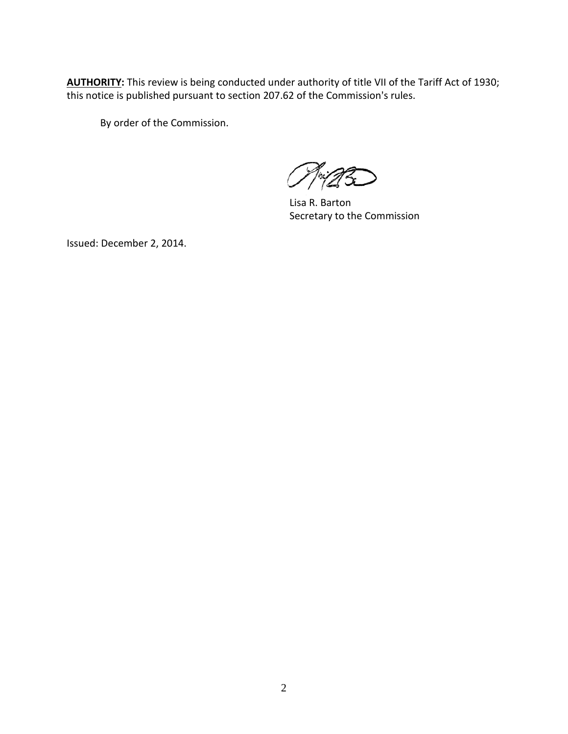**AUTHORITY:** This review is being conducted under authority of title VII of the Tariff Act of 1930; this notice is published pursuant to section 207.62 of the Commission's rules.

By order of the Commission.

Lisa R. Barton
Secretary to the Commission

Issued: December 2, 2014.